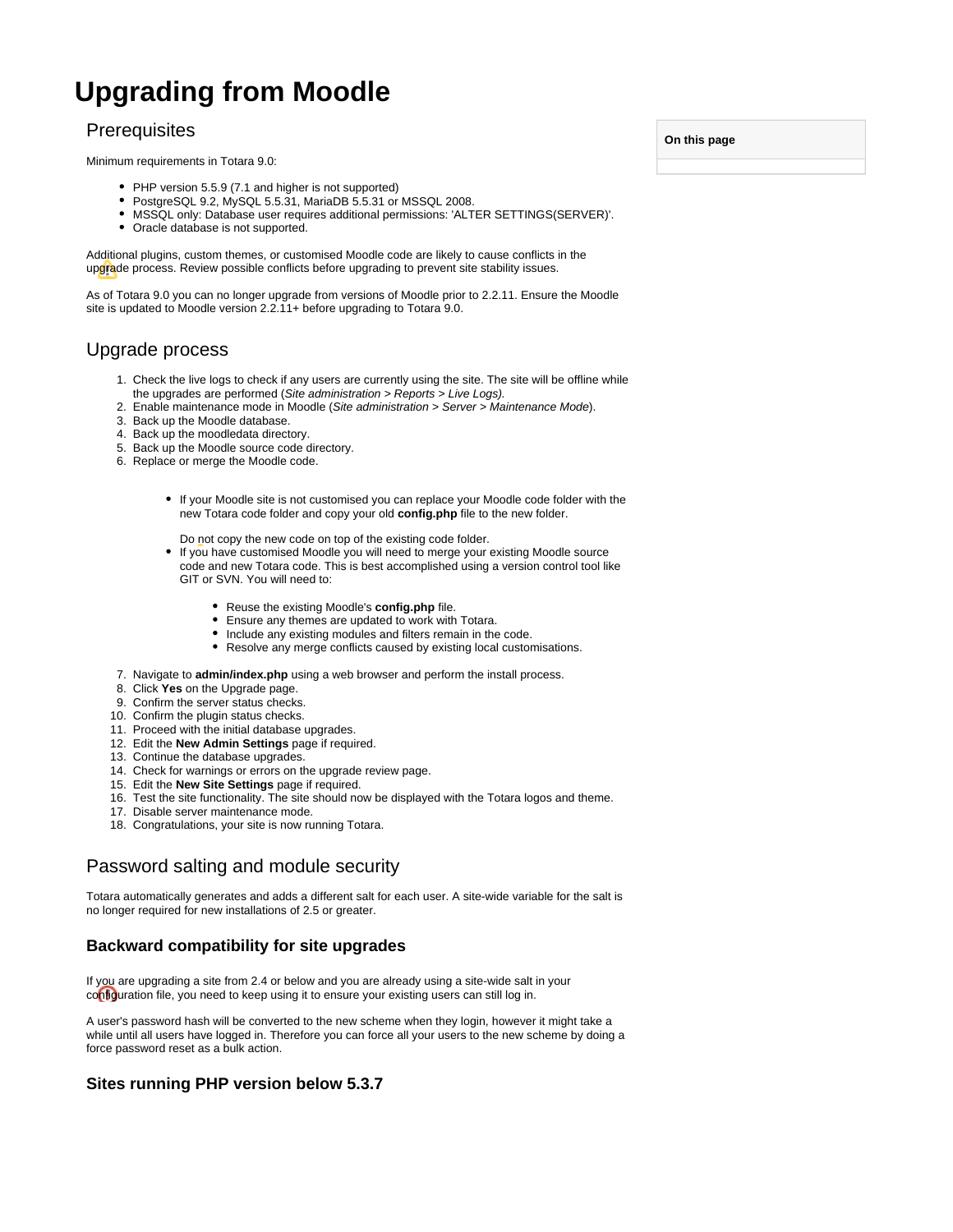# Upgrading from Moodle

## Prerequisites

Minimum requirements in Totara 9.0:

- PHP version 5.5.9 (7.1 and higher is not supported)
- PostgreSQL 9.2, MySQL 5.5.31, MariaDB 5.5.31 or MSSQL 2008.
- MSSQL only: Database user requires additional permissions: 'ALTER SETTINGS(SERVER)'.
- Oracle database is not supported.

Additional plugins, custom themes, or customised Moodle code are likely to cause conflicts in the upgrade process. Review possible conflicts before upgrading to prevent site stability issues.

As of Totara 9.0 you can no longer upgrade from versions of Moodle prior to 2.2.11. Ensure the Moodle site is updated to Moodle version 2.2.11+ before upgrading to Totara 9.0.

## Upgrade process

1. Check the live logs to check if any users are currently using the site. The site will be offline while the upgrades are performed (*Site administration > Reports > Live Logs).*
2. Enable maintenance mode in Moodle (*Site administration > Server > Maintenance Mode*).
3. Back up the Moodle database.
4. Back up the moodledata directory.
5. Back up the Moodle source code directory.
6. Replace or merge the Moodle code.

    - If your Moodle site is not customised you can replace your Moodle code folder with the new Totara code folder and copy your old **config.php** file to the new folder.

      Do not copy the new code on top of the existing code folder.
    - If you have customised Moodle you will need to merge your existing Moodle source code and new Totara code. This is best accomplished using a version control tool like GIT or SVN. You will need to:

        - Reuse the existing Moodle's **config.php** file.
        - Ensure any themes are updated to work with Totara.
        - Include any existing modules and filters remain in the code.
        - Resolve any merge conflicts caused by existing local customisations.

7. Navigate to **admin/index.php** using a web browser and perform the install process.
8. Click **Yes** on the Upgrade page.
9. Confirm the server status checks.
10. Confirm the plugin status checks.
11. Proceed with the initial database upgrades.
12. Edit the **New Admin Settings** page if required.
13. Continue the database upgrades.
14. Check for warnings or errors on the upgrade review page.
15. Edit the **New Site Settings** page if required.
16. Test the site functionality. The site should now be displayed with the Totara logos and theme.
17. Disable server maintenance mode.
18. Congratulations, your site is now running Totara.

## Password salting and module security

Totara automatically generates and adds a different salt for each user. A site-wide variable for the salt is no longer required for new installations of 2.5 or greater.

### Backward compatibility for site upgrades

If you are upgrading a site from 2.4 or below and you are already using a site-wide salt in your configuration file, you need to keep using it to ensure your existing users can still log in.

A user's password hash will be converted to the new scheme when they login, however it might take a while until all users have logged in. Therefore you can force all your users to the new scheme by doing a force password reset as a bulk action.

### Sites running PHP version below 5.3.7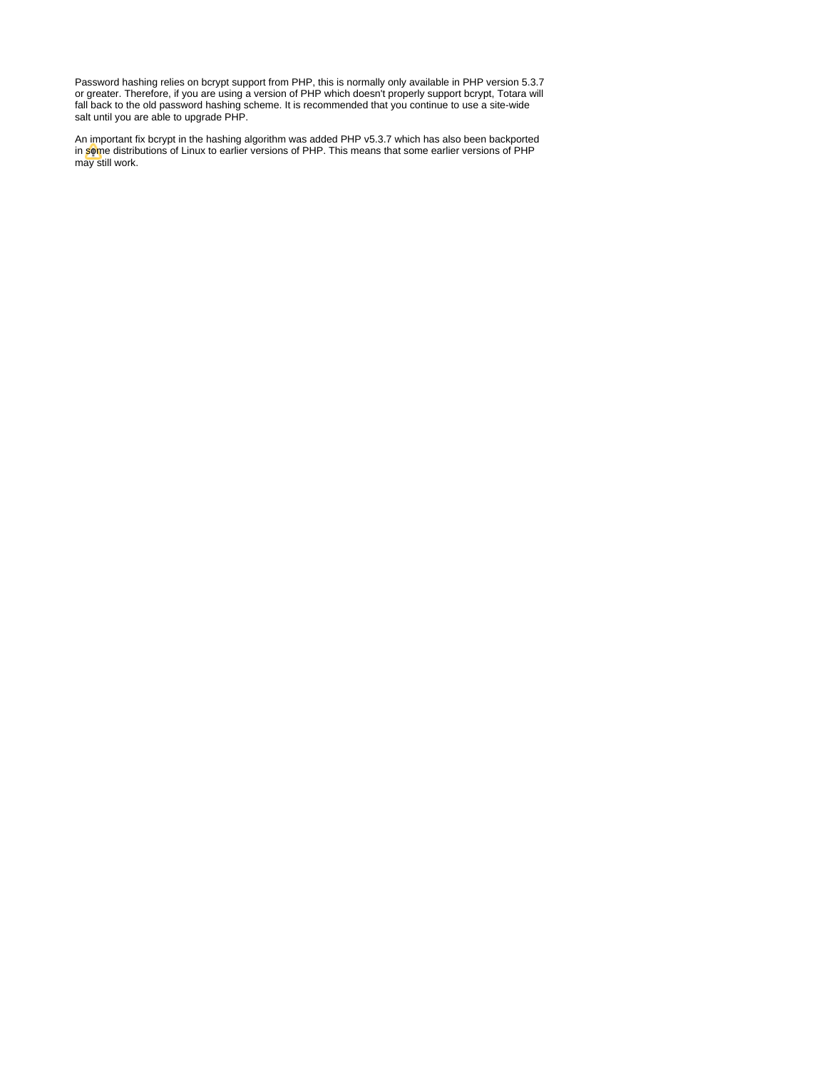Password hashing relies on bcrypt support from PHP, this is normally only available in PHP version 5.3.7 or greater. Therefore, if you are using a version of PHP which doesn't properly support bcrypt, Totara will fall back to the old password hashing scheme. It is recommended that you continue to use a site-wide salt until you are able to upgrade PHP.

An important fix bcrypt in the hashing algorithm was added PHP v5.3.7 which has also been backported in some distributions of Linux to earlier versions of PHP. This means that some earlier versions of PHP may still work.